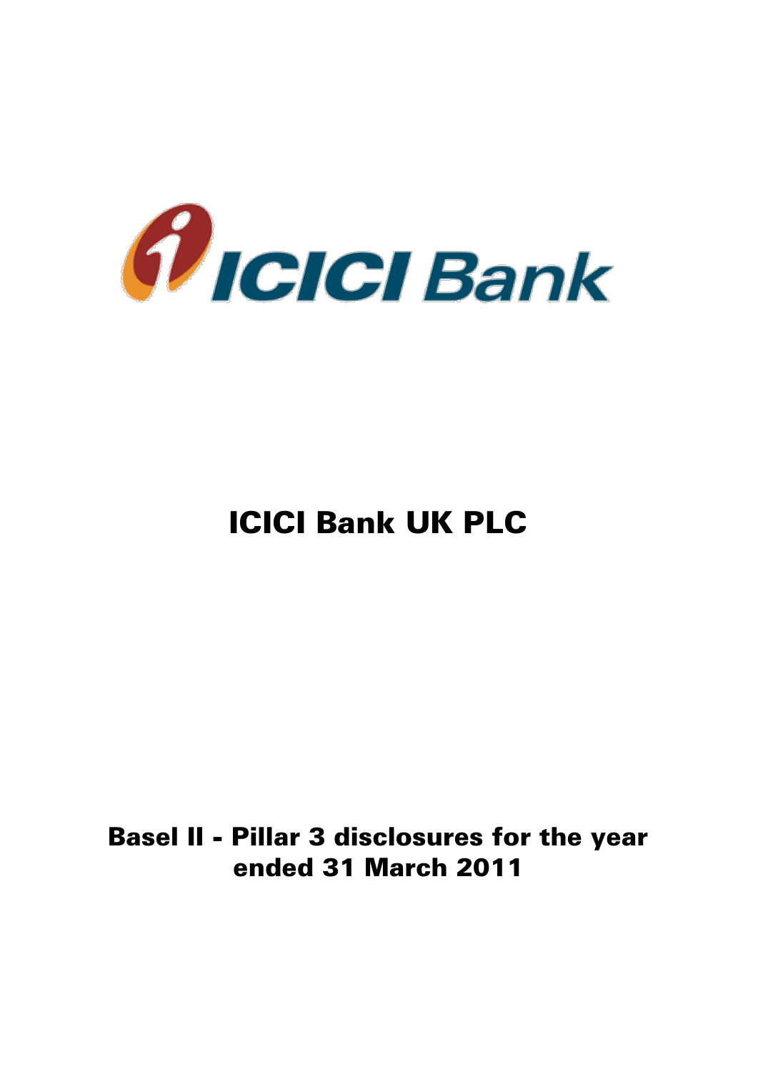ICICI Bank

# ICICI Bank UK PLC

## Basel II - Pillar 3 disclosures for the year ended 31 March 2011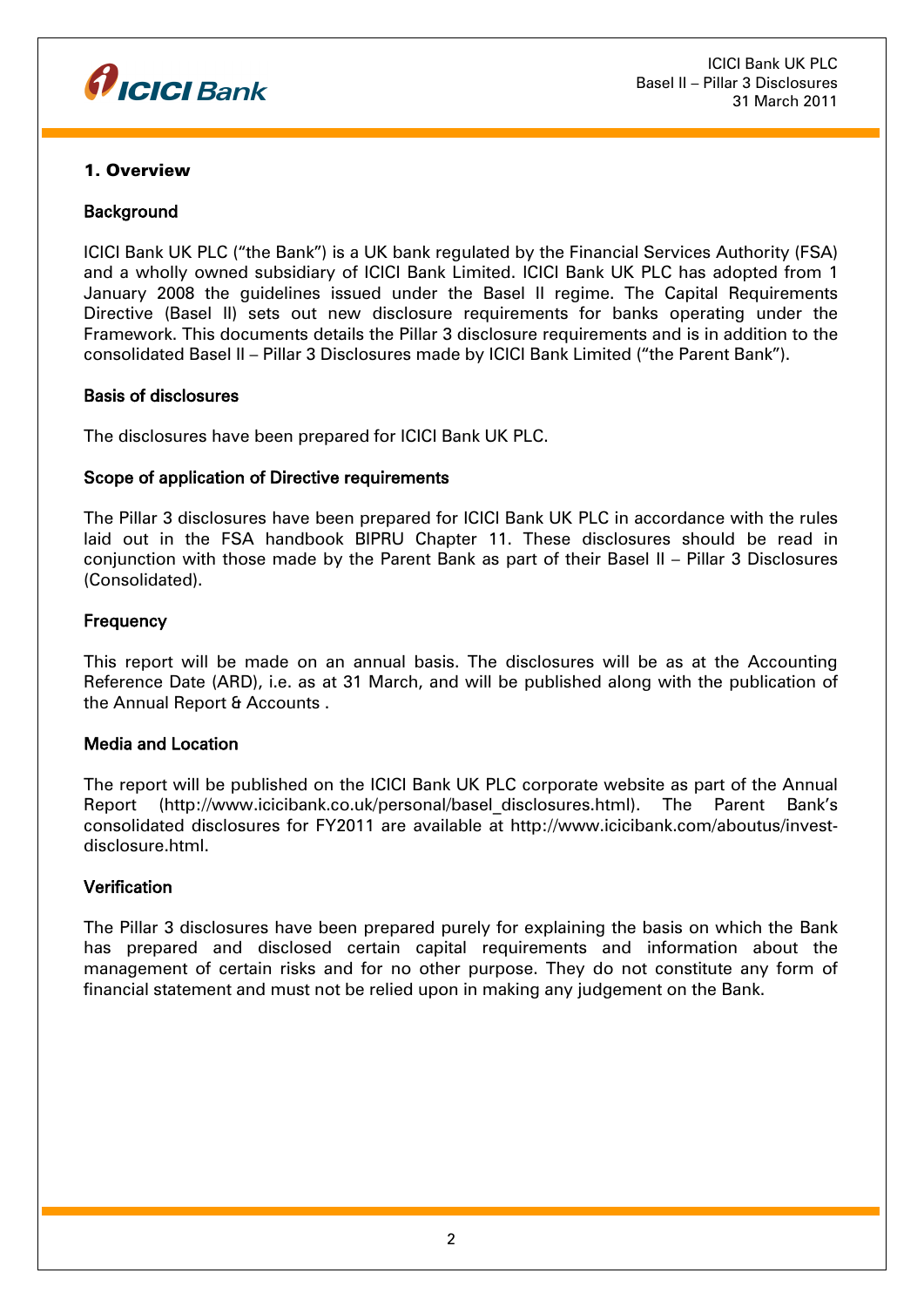## 1. Overview

### Background

ICICI Bank UK PLC ("the Bank") is a UK bank regulated by the Financial Services Authority (FSA) and a wholly owned subsidiary of ICICI Bank Limited. ICICI Bank UK PLC has adopted from 1 January 2008 the guidelines issued under the Basel II regime. The Capital Requirements Directive (Basel II) sets out new disclosure requirements for banks operating under the Framework. This documents details the Pillar 3 disclosure requirements and is in addition to the consolidated Basel II – Pillar 3 Disclosures made by ICICI Bank Limited ("the Parent Bank").

### Basis of disclosures

The disclosures have been prepared for ICICI Bank UK PLC.

### Scope of application of Directive requirements

The Pillar 3 disclosures have been prepared for ICICI Bank UK PLC in accordance with the rules laid out in the FSA handbook BIPRU Chapter 11. These disclosures should be read in conjunction with those made by the Parent Bank as part of their Basel II – Pillar 3 Disclosures (Consolidated).

### Frequency

This report will be made on an annual basis. The disclosures will be as at the Accounting Reference Date (ARD), i.e. as at 31 March, and will be published along with the publication of the Annual Report & Accounts .

### Media and Location

The report will be published on the ICICI Bank UK PLC corporate website as part of the Annual Report (http://www.icicibank.co.uk/personal/basel_disclosures.html). The Parent Bank's consolidated disclosures for FY2011 are available at http://www.icicibank.com/aboutus/invest-disclosure.html.

### Verification

The Pillar 3 disclosures have been prepared purely for explaining the basis on which the Bank has prepared and disclosed certain capital requirements and information about the management of certain risks and for no other purpose. They do not constitute any form of financial statement and must not be relied upon in making any judgement on the Bank.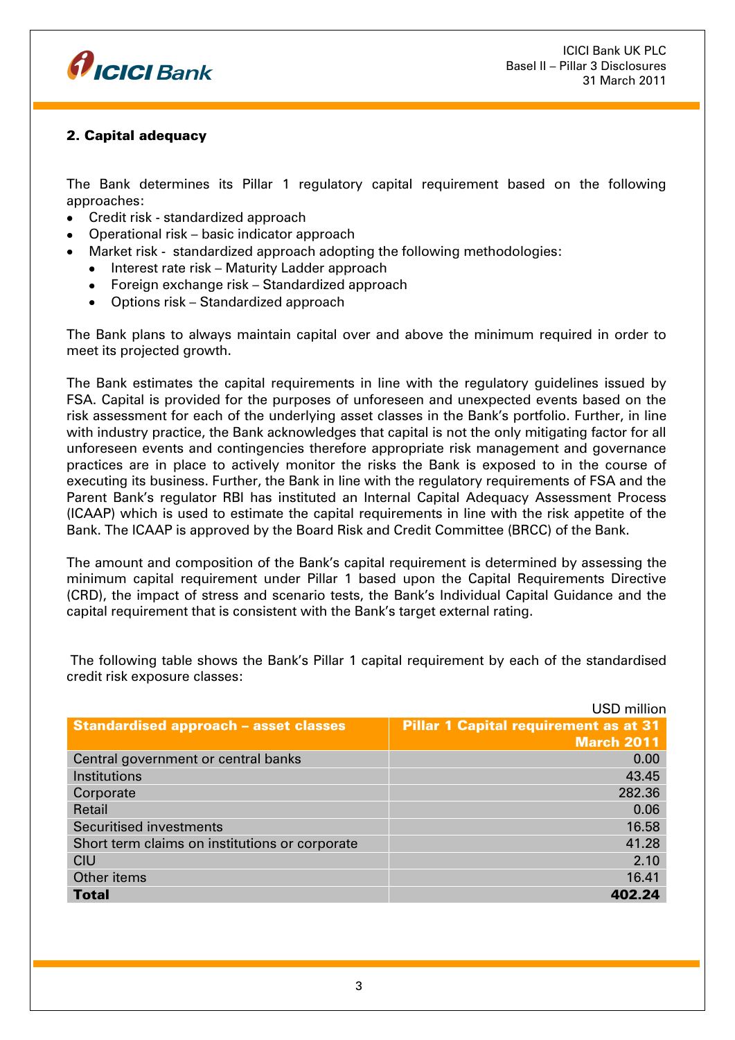## 2. Capital adequacy

The Bank determines its Pillar 1 regulatory capital requirement based on the following approaches:

- Credit risk - standardized approach
- Operational risk – basic indicator approach
- Market risk - standardized approach adopting the following methodologies:
  - Interest rate risk – Maturity Ladder approach
  - Foreign exchange risk – Standardized approach
  - Options risk – Standardized approach

The Bank plans to always maintain capital over and above the minimum required in order to meet its projected growth.

The Bank estimates the capital requirements in line with the regulatory guidelines issued by FSA. Capital is provided for the purposes of unforeseen and unexpected events based on the risk assessment for each of the underlying asset classes in the Bank's portfolio. Further, in line with industry practice, the Bank acknowledges that capital is not the only mitigating factor for all unforeseen events and contingencies therefore appropriate risk management and governance practices are in place to actively monitor the risks the Bank is exposed to in the course of executing its business. Further, the Bank in line with the regulatory requirements of FSA and the Parent Bank's regulator RBI has instituted an Internal Capital Adequacy Assessment Process (ICAAP) which is used to estimate the capital requirements in line with the risk appetite of the Bank. The ICAAP is approved by the Board Risk and Credit Committee (BRCC) of the Bank.

The amount and composition of the Bank's capital requirement is determined by assessing the minimum capital requirement under Pillar 1 based upon the Capital Requirements Directive (CRD), the impact of stress and scenario tests, the Bank's Individual Capital Guidance and the capital requirement that is consistent with the Bank's target external rating.

The following table shows the Bank's Pillar 1 capital requirement by each of the standardised credit risk exposure classes:

USD million

| Standardised approach – asset classes | Pillar 1 Capital requirement as at 31 March 2011 |
|---|---|
| Central government or central banks | 0.00 |
| Institutions | 43.45 |
| Corporate | 282.36 |
| Retail | 0.06 |
| Securitised investments | 16.58 |
| Short term claims on institutions or corporate | 41.28 |
| CIU | 2.10 |
| Other items | 16.41 |
| **Total** | **402.24** |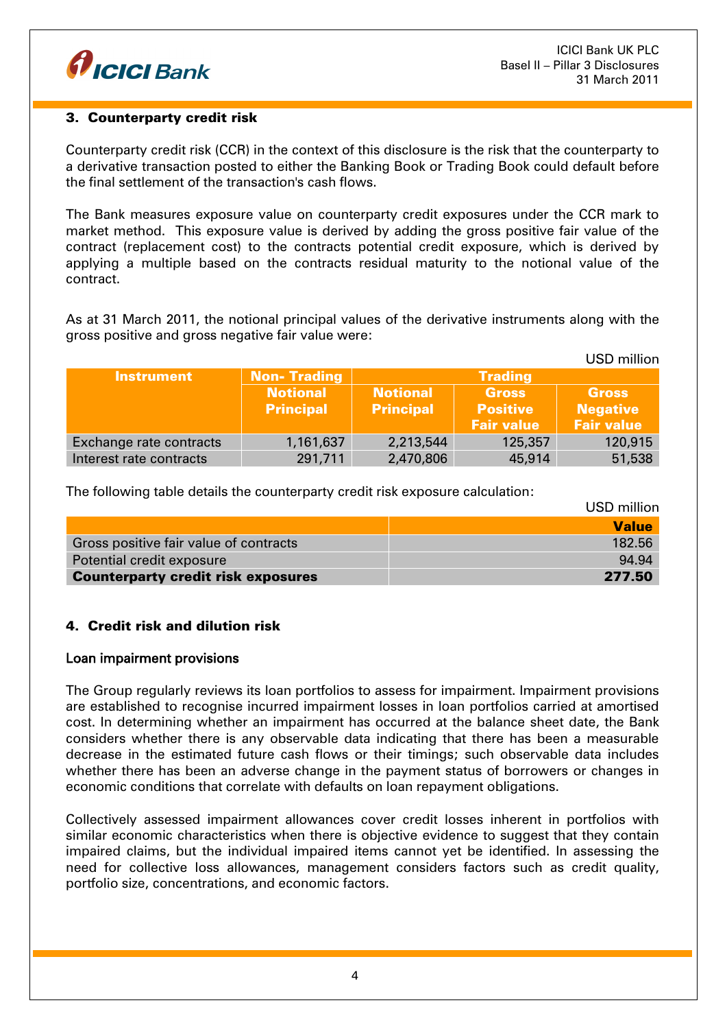## 3. Counterparty credit risk

Counterparty credit risk (CCR) in the context of this disclosure is the risk that the counterparty to a derivative transaction posted to either the Banking Book or Trading Book could default before the final settlement of the transaction's cash flows.

The Bank measures exposure value on counterparty credit exposures under the CCR mark to market method. This exposure value is derived by adding the gross positive fair value of the contract (replacement cost) to the contracts potential credit exposure, which is derived by applying a multiple based on the contracts residual maturity to the notional value of the contract.

As at 31 March 2011, the notional principal values of the derivative instruments along with the gross positive and gross negative fair value were:

USD million

| Instrument | Non- Trading | Trading | | |
|---|---|---|---|---|
| | Notional Principal | Notional Principal | Gross Positive Fair value | Gross Negative Fair value |
| Exchange rate contracts | 1,161,637 | 2,213,544 | 125,357 | 120,915 |
| Interest rate contracts | 291,711 | 2,470,806 | 45,914 | 51,538 |

The following table details the counterparty credit risk exposure calculation:

USD million

| | Value |
|---|---|
| Gross positive fair value of contracts | 182.56 |
| Potential credit exposure | 94.94 |
| **Counterparty credit risk exposures** | **277.50** |

## 4. Credit risk and dilution risk

### Loan impairment provisions

The Group regularly reviews its loan portfolios to assess for impairment. Impairment provisions are established to recognise incurred impairment losses in loan portfolios carried at amortised cost. In determining whether an impairment has occurred at the balance sheet date, the Bank considers whether there is any observable data indicating that there has been a measurable decrease in the estimated future cash flows or their timings; such observable data includes whether there has been an adverse change in the payment status of borrowers or changes in economic conditions that correlate with defaults on loan repayment obligations.

Collectively assessed impairment allowances cover credit losses inherent in portfolios with similar economic characteristics when there is objective evidence to suggest that they contain impaired claims, but the individual impaired items cannot yet be identified. In assessing the need for collective loss allowances, management considers factors such as credit quality, portfolio size, concentrations, and economic factors.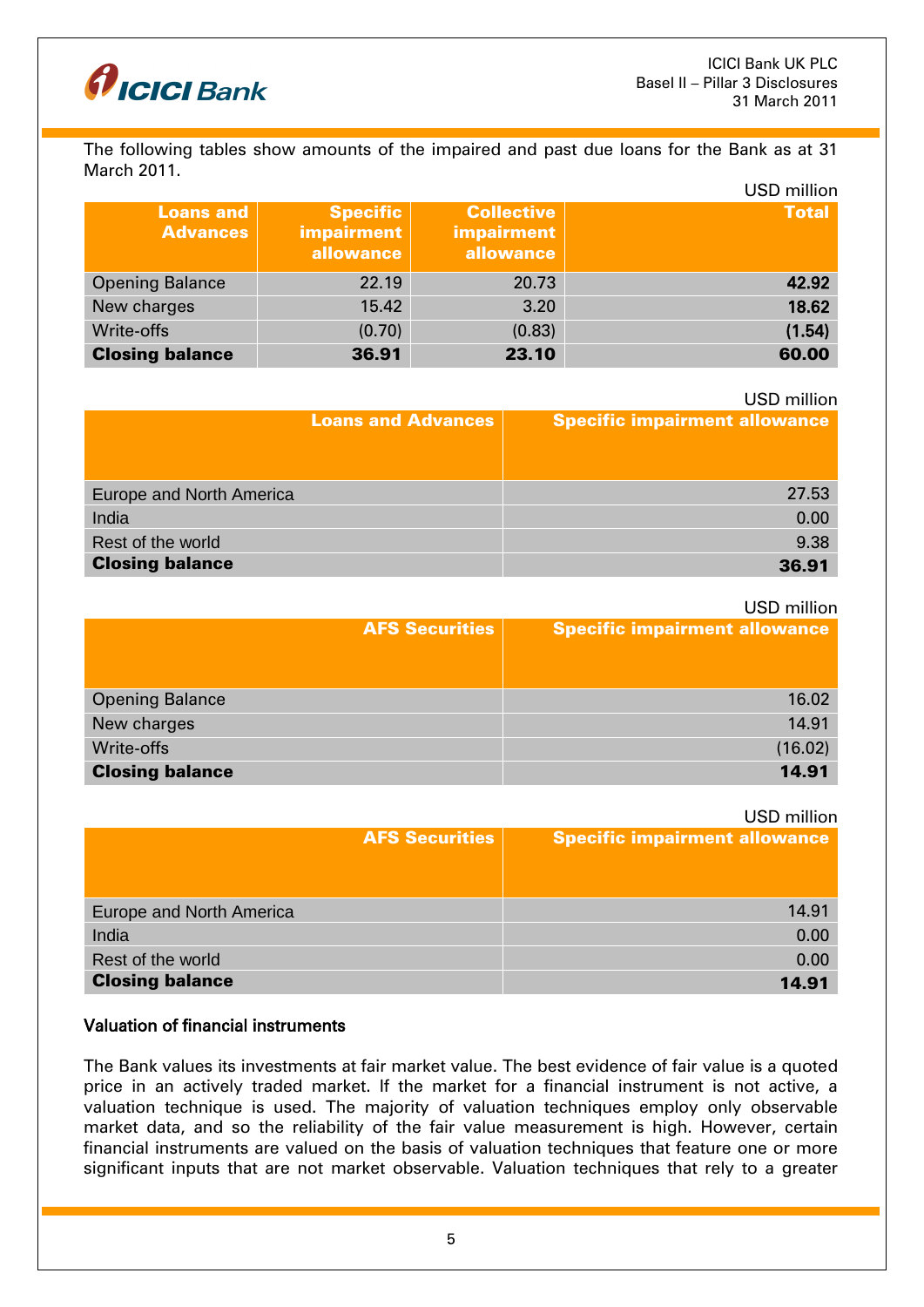The following tables show amounts of the impaired and past due loans for the Bank as at 31 March 2011.

USD million

| Loans and Advances | Specific impairment allowance | Collective impairment allowance | Total |
|---|---|---|---|
| Opening Balance | 22.19 | 20.73 | **42.92** |
| New charges | 15.42 | 3.20 | **18.62** |
| Write-offs | (0.70) | (0.83) | **(1.54)** |
| **Closing balance** | **36.91** | **23.10** | **60.00** |

USD million

| Loans and Advances | Specific impairment allowance |
|---|---|
| Europe and North America | 27.53 |
| India | 0.00 |
| Rest of the world | 9.38 |
| **Closing balance** | **36.91** |

USD million

| AFS Securities | Specific impairment allowance |
|---|---|
| Opening Balance | 16.02 |
| New charges | 14.91 |
| Write-offs | (16.02) |
| **Closing balance** | **14.91** |

USD million

| AFS Securities | Specific impairment allowance |
|---|---|
| Europe and North America | 14.91 |
| India | 0.00 |
| Rest of the world | 0.00 |
| **Closing balance** | **14.91** |

### Valuation of financial instruments

The Bank values its investments at fair market value. The best evidence of fair value is a quoted price in an actively traded market. If the market for a financial instrument is not active, a valuation technique is used. The majority of valuation techniques employ only observable market data, and so the reliability of the fair value measurement is high. However, certain financial instruments are valued on the basis of valuation techniques that feature one or more significant inputs that are not market observable. Valuation techniques that rely to a greater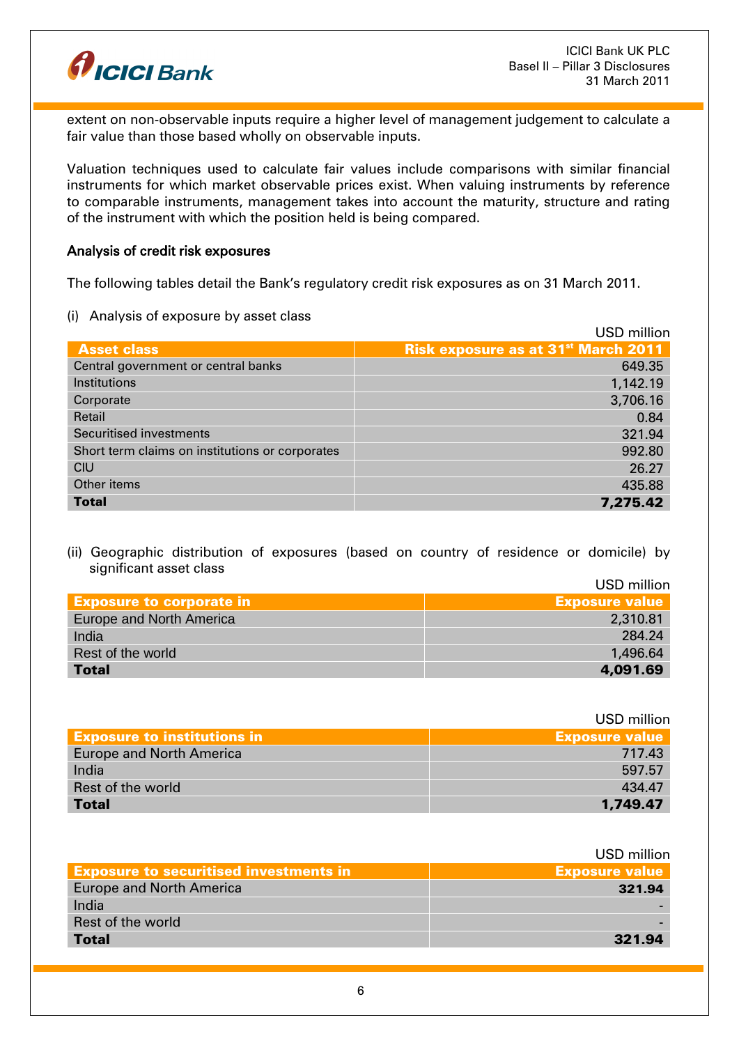extent on non-observable inputs require a higher level of management judgement to calculate a fair value than those based wholly on observable inputs.

Valuation techniques used to calculate fair values include comparisons with similar financial instruments for which market observable prices exist. When valuing instruments by reference to comparable instruments, management takes into account the maturity, structure and rating of the instrument with which the position held is being compared.

### Analysis of credit risk exposures

The following tables detail the Bank's regulatory credit risk exposures as on 31 March 2011.

(i) Analysis of exposure by asset class

USD million

| Asset class | Risk exposure as at 31st March 2011 |
|---|---|
| Central government or central banks | 649.35 |
| Institutions | 1,142.19 |
| Corporate | 3,706.16 |
| Retail | 0.84 |
| Securitised investments | 321.94 |
| Short term claims on institutions or corporates | 992.80 |
| CIU | 26.27 |
| Other items | 435.88 |
| **Total** | **7,275.42** |

(ii) Geographic distribution of exposures (based on country of residence or domicile) by significant asset class

USD million

| Exposure to corporate in | Exposure value |
|---|---|
| Europe and North America | 2,310.81 |
| India | 284.24 |
| Rest of the world | 1,496.64 |
| **Total** | **4,091.69** |

USD million

| Exposure to institutions in | Exposure value |
|---|---|
| Europe and North America | 717.43 |
| India | 597.57 |
| Rest of the world | 434.47 |
| **Total** | **1,749.47** |

USD million

| Exposure to securitised investments in | Exposure value |
|---|---|
| Europe and North America | **321.94** |
| India | - |
| Rest of the world | - |
| **Total** | **321.94** |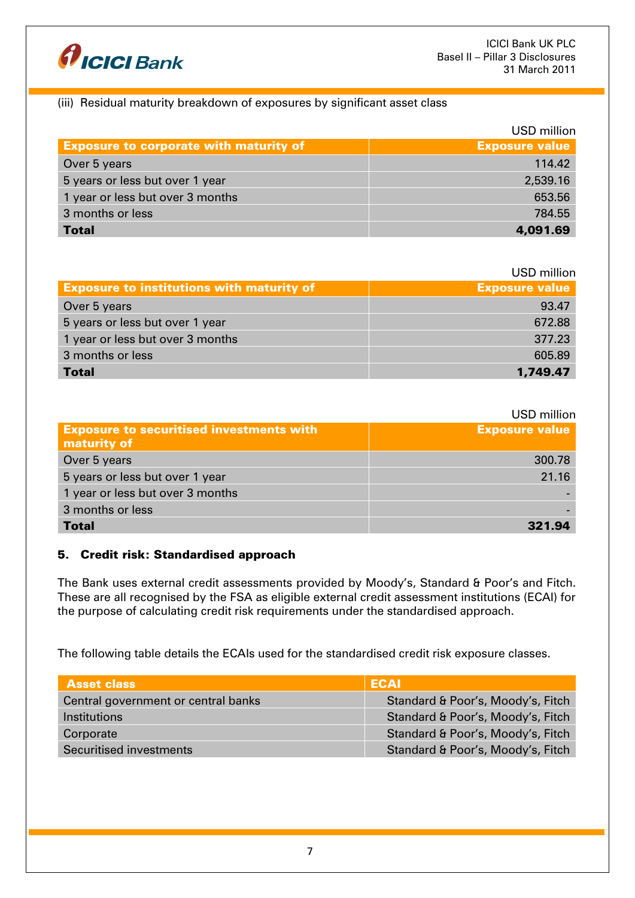(iii) Residual maturity breakdown of exposures by significant asset class

USD million

| Exposure to corporate with maturity of | Exposure value |
|---|---|
| Over 5 years | 114.42 |
| 5 years or less but over 1 year | 2,539.16 |
| 1 year or less but over 3 months | 653.56 |
| 3 months or less | 784.55 |
| **Total** | **4,091.69** |

USD million

| Exposure to institutions with maturity of | Exposure value |
|---|---|
| Over 5 years | 93.47 |
| 5 years or less but over 1 year | 672.88 |
| 1 year or less but over 3 months | 377.23 |
| 3 months or less | 605.89 |
| **Total** | **1,749.47** |

USD million

| Exposure to securitised investments with maturity of | Exposure value |
|---|---|
| Over 5 years | 300.78 |
| 5 years or less but over 1 year | 21.16 |
| 1 year or less but over 3 months | - |
| 3 months or less | - |
| **Total** | **321.94** |

## 5. Credit risk: Standardised approach

The Bank uses external credit assessments provided by Moody's, Standard & Poor's and Fitch. These are all recognised by the FSA as eligible external credit assessment institutions (ECAI) for the purpose of calculating credit risk requirements under the standardised approach.

The following table details the ECAIs used for the standardised credit risk exposure classes.

| Asset class | ECAI |
|---|---|
| Central government or central banks | Standard & Poor's, Moody's, Fitch |
| Institutions | Standard & Poor's, Moody's, Fitch |
| Corporate | Standard & Poor's, Moody's, Fitch |
| Securitised investments | Standard & Poor's, Moody's, Fitch |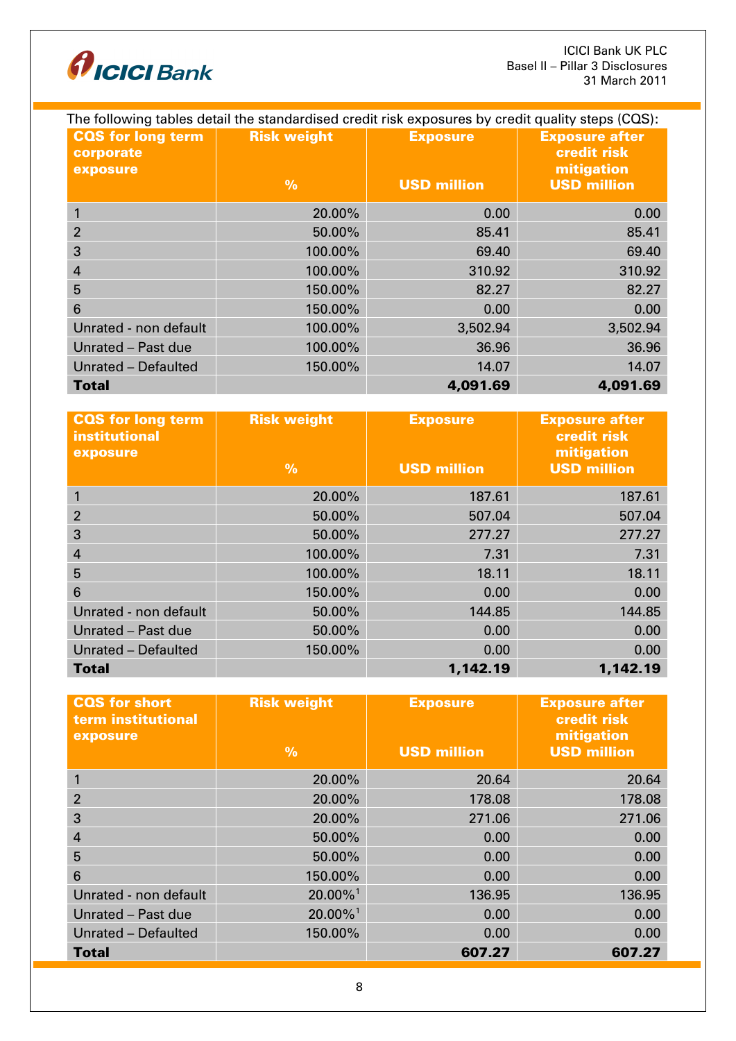The following tables detail the standardised credit risk exposures by credit quality steps (CQS):

| CQS for long term corporate exposure | Risk weight % | Exposure USD million | Exposure after credit risk mitigation USD million |
|---|---|---|---|
| 1 | 20.00% | 0.00 | 0.00 |
| 2 | 50.00% | 85.41 | 85.41 |
| 3 | 100.00% | 69.40 | 69.40 |
| 4 | 100.00% | 310.92 | 310.92 |
| 5 | 150.00% | 82.27 | 82.27 |
| 6 | 150.00% | 0.00 | 0.00 |
| Unrated - non default | 100.00% | 3,502.94 | 3,502.94 |
| Unrated – Past due | 100.00% | 36.96 | 36.96 |
| Unrated – Defaulted | 150.00% | 14.07 | 14.07 |
| **Total** | | **4,091.69** | **4,091.69** |

| CQS for long term institutional exposure | Risk weight % | Exposure USD million | Exposure after credit risk mitigation USD million |
|---|---|---|---|
| 1 | 20.00% | 187.61 | 187.61 |
| 2 | 50.00% | 507.04 | 507.04 |
| 3 | 50.00% | 277.27 | 277.27 |
| 4 | 100.00% | 7.31 | 7.31 |
| 5 | 100.00% | 18.11 | 18.11 |
| 6 | 150.00% | 0.00 | 0.00 |
| Unrated - non default | 50.00% | 144.85 | 144.85 |
| Unrated – Past due | 50.00% | 0.00 | 0.00 |
| Unrated – Defaulted | 150.00% | 0.00 | 0.00 |
| **Total** | | **1,142.19** | **1,142.19** |

| CQS for short term institutional exposure | Risk weight % | Exposure USD million | Exposure after credit risk mitigation USD million |
|---|---|---|---|
| 1 | 20.00% | 20.64 | 20.64 |
| 2 | 20.00% | 178.08 | 178.08 |
| 3 | 20.00% | 271.06 | 271.06 |
| 4 | 50.00% | 0.00 | 0.00 |
| 5 | 50.00% | 0.00 | 0.00 |
| 6 | 150.00% | 0.00 | 0.00 |
| Unrated - non default | 20.00%[1] | 136.95 | 136.95 |
| Unrated – Past due | 20.00%[1] | 0.00 | 0.00 |
| Unrated – Defaulted | 150.00% | 0.00 | 0.00 |
| **Total** | | **607.27** | **607.27** |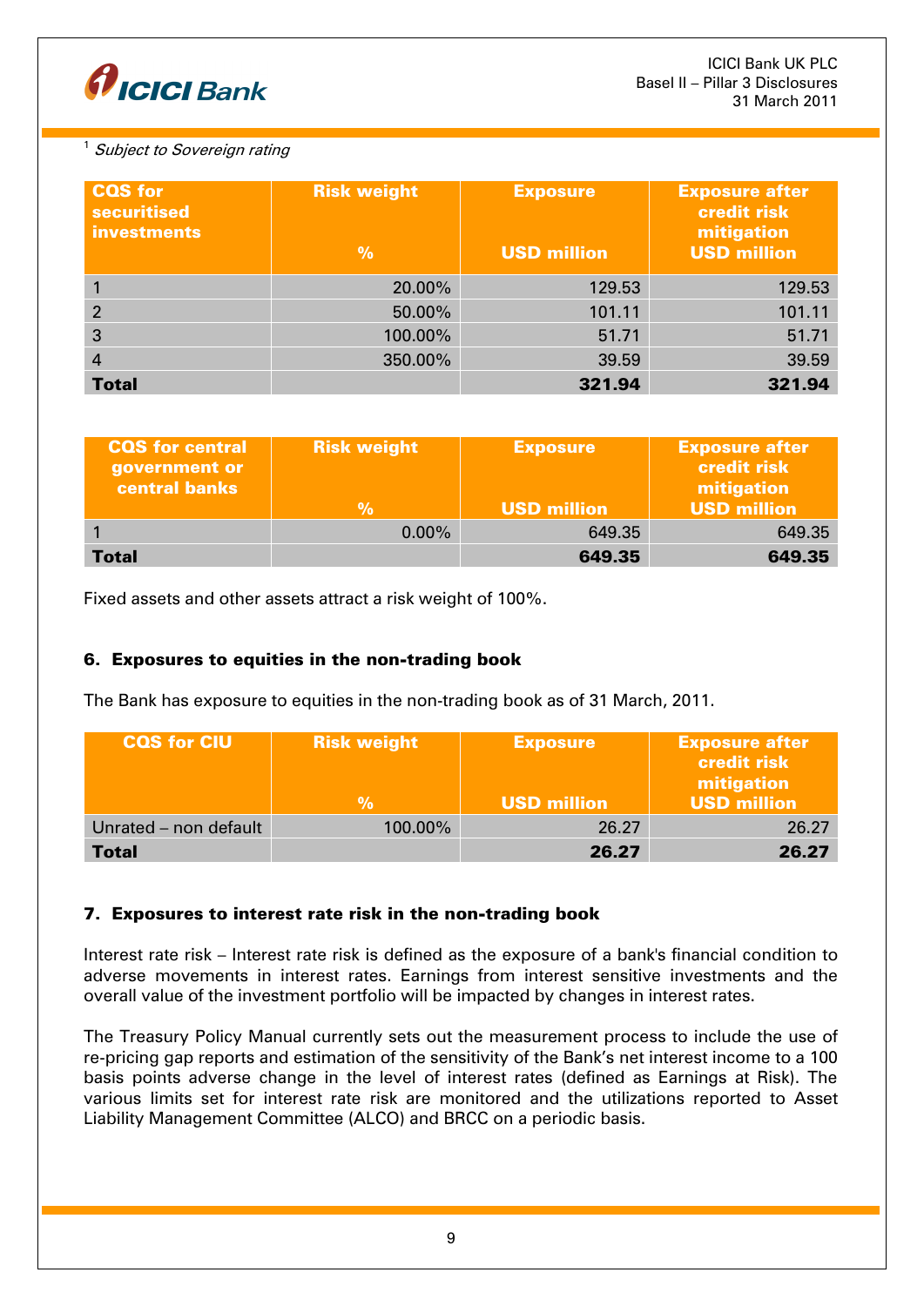[1] *Subject to Sovereign rating*

| CQS for securitised investments | Risk weight<br>% | Exposure<br>USD million | Exposure after credit risk mitigation<br>USD million |
|---|---|---|---|
| 1 | 20.00% | 129.53 | 129.53 |
| 2 | 50.00% | 101.11 | 101.11 |
| 3 | 100.00% | 51.71 | 51.71 |
| 4 | 350.00% | 39.59 | 39.59 |
| **Total** | | **321.94** | **321.94** |

| CQS for central government or central banks | Risk weight<br>% | Exposure<br>USD million | Exposure after credit risk mitigation<br>USD million |
|---|---|---|---|
| 1 | 0.00% | 649.35 | 649.35 |
| **Total** | | **649.35** | **649.35** |

Fixed assets and other assets attract a risk weight of 100%.

## 6. Exposures to equities in the non-trading book

The Bank has exposure to equities in the non-trading book as of 31 March, 2011.

| CQS for CIU | Risk weight<br>% | Exposure<br>USD million | Exposure after credit risk mitigation<br>USD million |
|---|---|---|---|
| Unrated – non default | 100.00% | 26.27 | 26.27 |
| **Total** | | **26.27** | **26.27** |

## 7. Exposures to interest rate risk in the non-trading book

Interest rate risk – Interest rate risk is defined as the exposure of a bank's financial condition to adverse movements in interest rates. Earnings from interest sensitive investments and the overall value of the investment portfolio will be impacted by changes in interest rates.

The Treasury Policy Manual currently sets out the measurement process to include the use of re-pricing gap reports and estimation of the sensitivity of the Bank's net interest income to a 100 basis points adverse change in the level of interest rates (defined as Earnings at Risk). The various limits set for interest rate risk are monitored and the utilizations reported to Asset Liability Management Committee (ALCO) and BRCC on a periodic basis.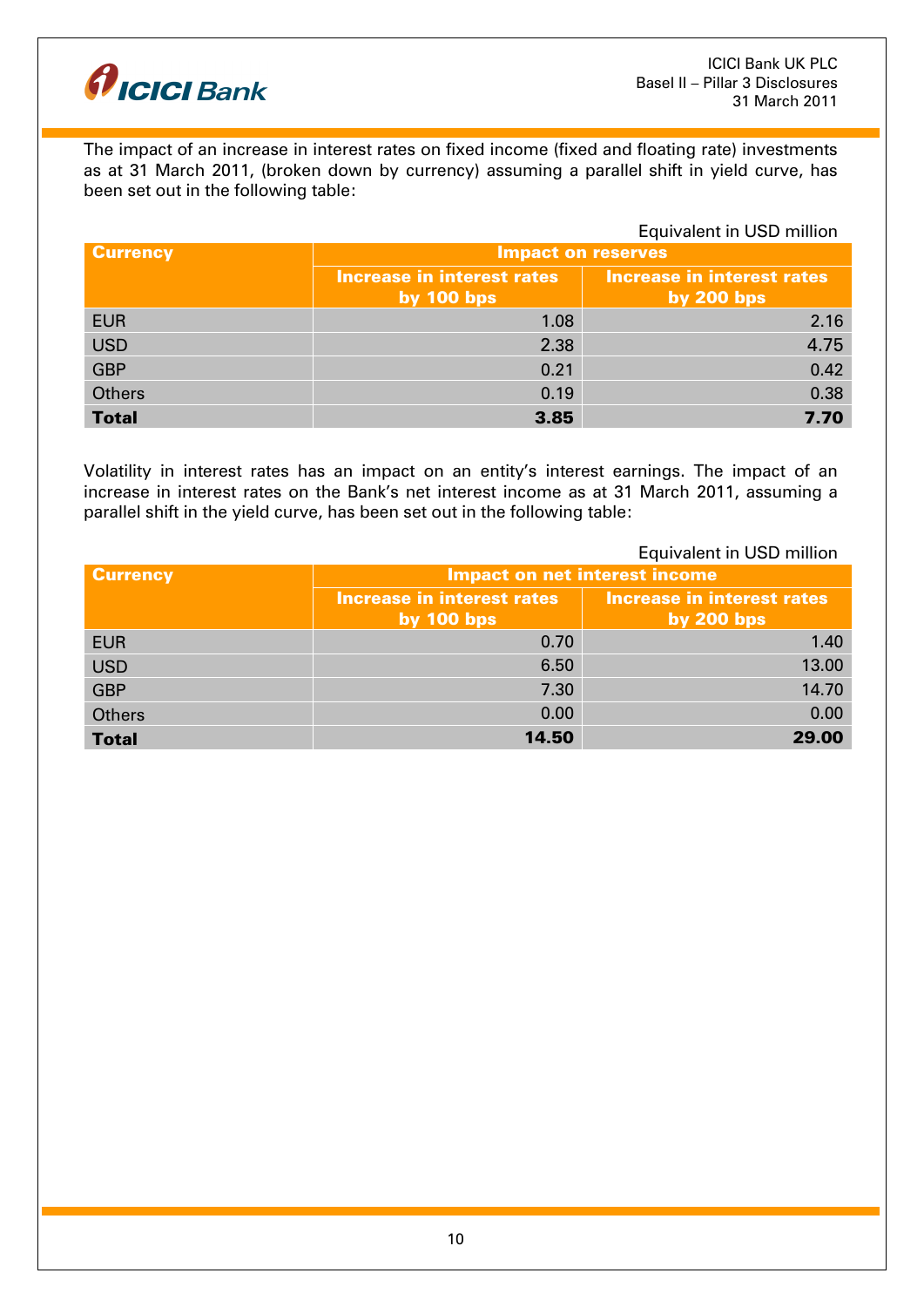The impact of an increase in interest rates on fixed income (fixed and floating rate) investments as at 31 March 2011, (broken down by currency) assuming a parallel shift in yield curve, has been set out in the following table:

Equivalent in USD million

| Currency | Impact on reserves | |
|---|---|---|
| | Increase in interest rates by 100 bps | Increase in interest rates by 200 bps |
| EUR | 1.08 | 2.16 |
| USD | 2.38 | 4.75 |
| GBP | 0.21 | 0.42 |
| Others | 0.19 | 0.38 |
| **Total** | **3.85** | **7.70** |

Volatility in interest rates has an impact on an entity's interest earnings. The impact of an increase in interest rates on the Bank's net interest income as at 31 March 2011, assuming a parallel shift in the yield curve, has been set out in the following table:

Equivalent in USD million

| Currency | Impact on net interest income | |
|---|---|---|
| | Increase in interest rates by 100 bps | Increase in interest rates by 200 bps |
| EUR | 0.70 | 1.40 |
| USD | 6.50 | 13.00 |
| GBP | 7.30 | 14.70 |
| Others | 0.00 | 0.00 |
| **Total** | **14.50** | **29.00** |